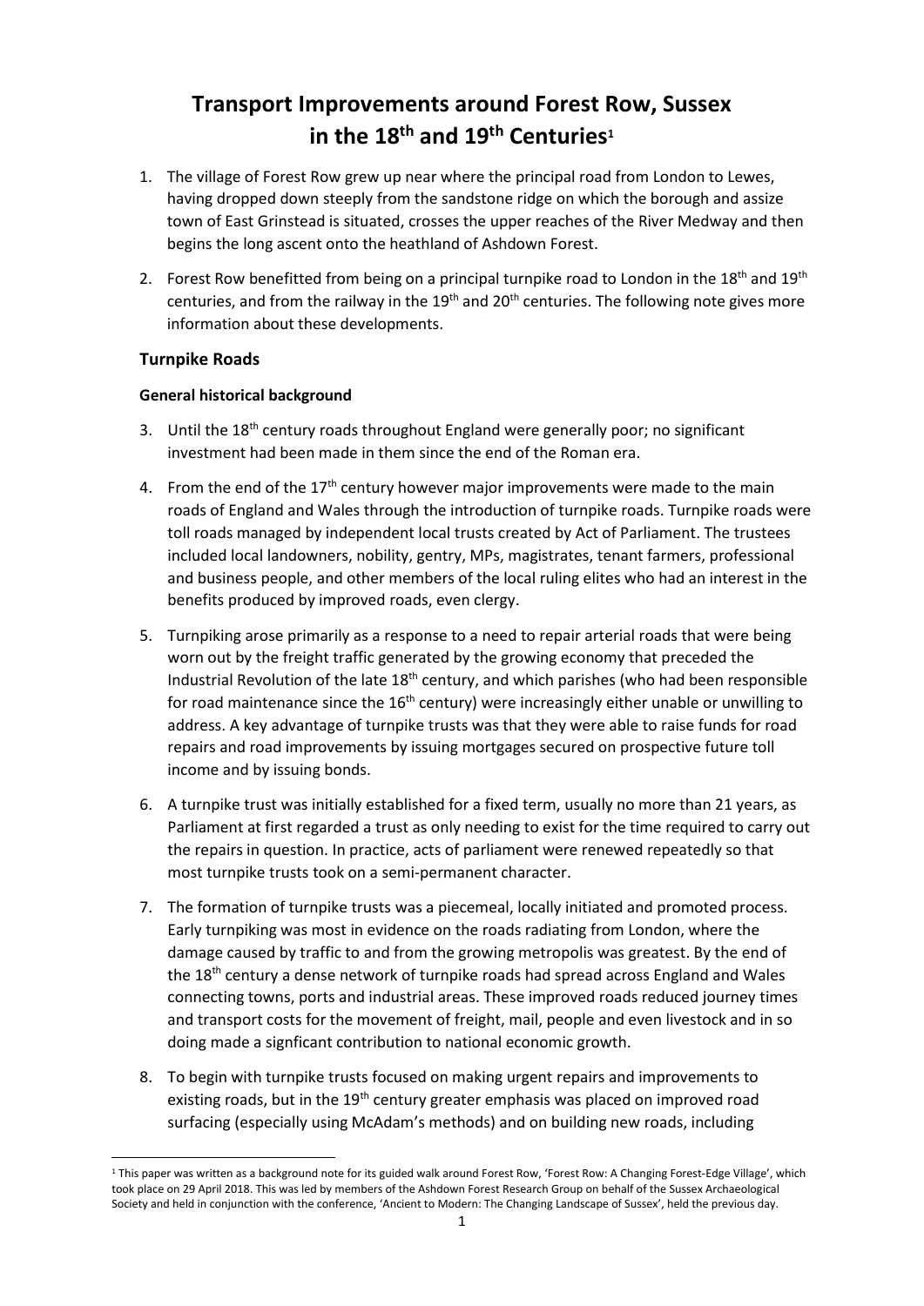# Transport Improvements around Forest Row, Sussex in the 18th and 19th Centuries[1]

1. The village of Forest Row grew up near where the principal road from London to Lewes, having dropped down steeply from the sandstone ridge on which the borough and assize town of East Grinstead is situated, crosses the upper reaches of the River Medway and then begins the long ascent onto the heathland of Ashdown Forest.

2. Forest Row benefitted from being on a principal turnpike road to London in the 18th and 19th centuries, and from the railway in the 19th and 20th centuries. The following note gives more information about these developments.

## Turnpike Roads

### General historical background

3. Until the 18th century roads throughout England were generally poor; no significant investment had been made in them since the end of the Roman era.

4. From the end of the 17th century however major improvements were made to the main roads of England and Wales through the introduction of turnpike roads. Turnpike roads were toll roads managed by independent local trusts created by Act of Parliament. The trustees included local landowners, nobility, gentry, MPs, magistrates, tenant farmers, professional and business people, and other members of the local ruling elites who had an interest in the benefits produced by improved roads, even clergy.

5. Turnpiking arose primarily as a response to a need to repair arterial roads that were being worn out by the freight traffic generated by the growing economy that preceded the Industrial Revolution of the late 18th century, and which parishes (who had been responsible for road maintenance since the 16th century) were increasingly either unable or unwilling to address. A key advantage of turnpike trusts was that they were able to raise funds for road repairs and road improvements by issuing mortgages secured on prospective future toll income and by issuing bonds.

6. A turnpike trust was initially established for a fixed term, usually no more than 21 years, as Parliament at first regarded a trust as only needing to exist for the time required to carry out the repairs in question. In practice, acts of parliament were renewed repeatedly so that most turnpike trusts took on a semi-permanent character.

7. The formation of turnpike trusts was a piecemeal, locally initiated and promoted process. Early turnpiking was most in evidence on the roads radiating from London, where the damage caused by traffic to and from the growing metropolis was greatest. By the end of the 18th century a dense network of turnpike roads had spread across England and Wales connecting towns, ports and industrial areas. These improved roads reduced journey times and transport costs for the movement of freight, mail, people and even livestock and in so doing made a signficant contribution to national economic growth.

8. To begin with turnpike trusts focused on making urgent repairs and improvements to existing roads, but in the 19th century greater emphasis was placed on improved road surfacing (especially using McAdam's methods) and on building new roads, including

---

[1] This paper was written as a background note for its guided walk around Forest Row, 'Forest Row: A Changing Forest-Edge Village', which took place on 29 April 2018. This was led by members of the Ashdown Forest Research Group on behalf of the Sussex Archaeological Society and held in conjunction with the conference, 'Ancient to Modern: The Changing Landscape of Sussex', held the previous day.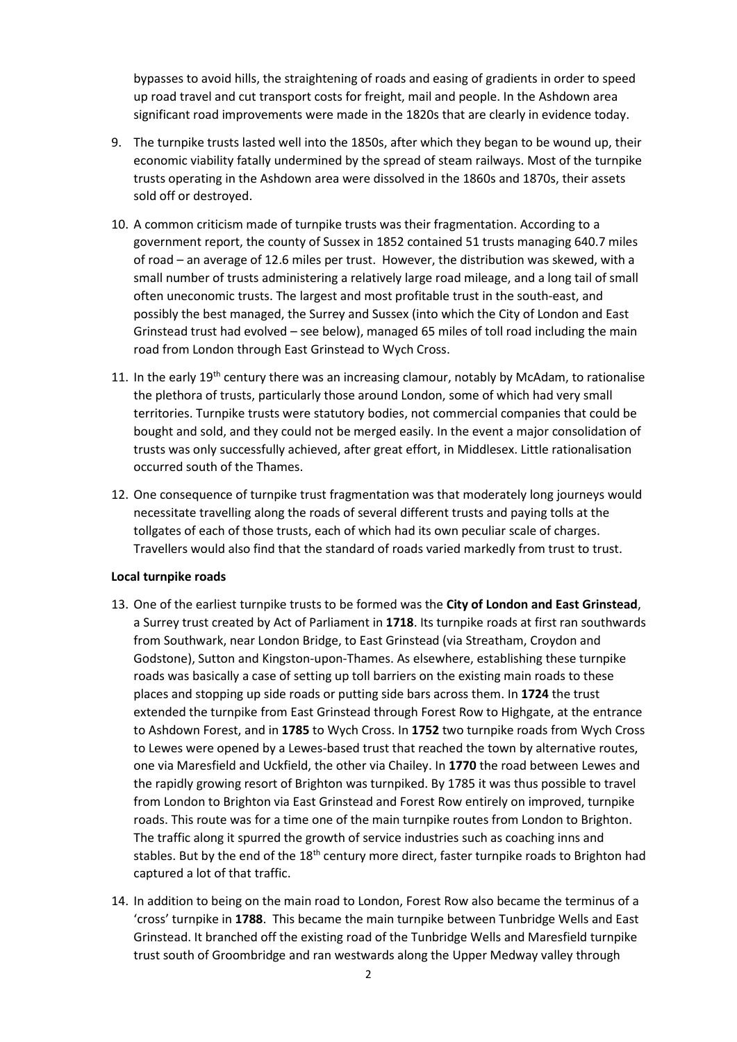bypasses to avoid hills, the straightening of roads and easing of gradients in order to speed up road travel and cut transport costs for freight, mail and people. In the Ashdown area significant road improvements were made in the 1820s that are clearly in evidence today.

9. The turnpike trusts lasted well into the 1850s, after which they began to be wound up, their economic viability fatally undermined by the spread of steam railways. Most of the turnpike trusts operating in the Ashdown area were dissolved in the 1860s and 1870s, their assets sold off or destroyed.

10. A common criticism made of turnpike trusts was their fragmentation. According to a government report, the county of Sussex in 1852 contained 51 trusts managing 640.7 miles of road – an average of 12.6 miles per trust. However, the distribution was skewed, with a small number of trusts administering a relatively large road mileage, and a long tail of small often uneconomic trusts. The largest and most profitable trust in the south-east, and possibly the best managed, the Surrey and Sussex (into which the City of London and East Grinstead trust had evolved – see below), managed 65 miles of toll road including the main road from London through East Grinstead to Wych Cross.

11. In the early 19th century there was an increasing clamour, notably by McAdam, to rationalise the plethora of trusts, particularly those around London, some of which had very small territories. Turnpike trusts were statutory bodies, not commercial companies that could be bought and sold, and they could not be merged easily. In the event a major consolidation of trusts was only successfully achieved, after great effort, in Middlesex. Little rationalisation occurred south of the Thames.

12. One consequence of turnpike trust fragmentation was that moderately long journeys would necessitate travelling along the roads of several different trusts and paying tolls at the tollgates of each of those trusts, each of which had its own peculiar scale of charges. Travellers would also find that the standard of roads varied markedly from trust to trust.

**Local turnpike roads**

13. One of the earliest turnpike trusts to be formed was the **City of London and East Grinstead**, a Surrey trust created by Act of Parliament in **1718**. Its turnpike roads at first ran southwards from Southwark, near London Bridge, to East Grinstead (via Streatham, Croydon and Godstone), Sutton and Kingston-upon-Thames. As elsewhere, establishing these turnpike roads was basically a case of setting up toll barriers on the existing main roads to these places and stopping up side roads or putting side bars across them. In **1724** the trust extended the turnpike from East Grinstead through Forest Row to Highgate, at the entrance to Ashdown Forest, and in **1785** to Wych Cross. In **1752** two turnpike roads from Wych Cross to Lewes were opened by a Lewes-based trust that reached the town by alternative routes, one via Maresfield and Uckfield, the other via Chailey. In **1770** the road between Lewes and the rapidly growing resort of Brighton was turnpiked. By 1785 it was thus possible to travel from London to Brighton via East Grinstead and Forest Row entirely on improved, turnpike roads. This route was for a time one of the main turnpike routes from London to Brighton. The traffic along it spurred the growth of service industries such as coaching inns and stables. But by the end of the 18th century more direct, faster turnpike roads to Brighton had captured a lot of that traffic.

14. In addition to being on the main road to London, Forest Row also became the terminus of a 'cross' turnpike in **1788**. This became the main turnpike between Tunbridge Wells and East Grinstead. It branched off the existing road of the Tunbridge Wells and Maresfield turnpike trust south of Groombridge and ran westwards along the Upper Medway valley through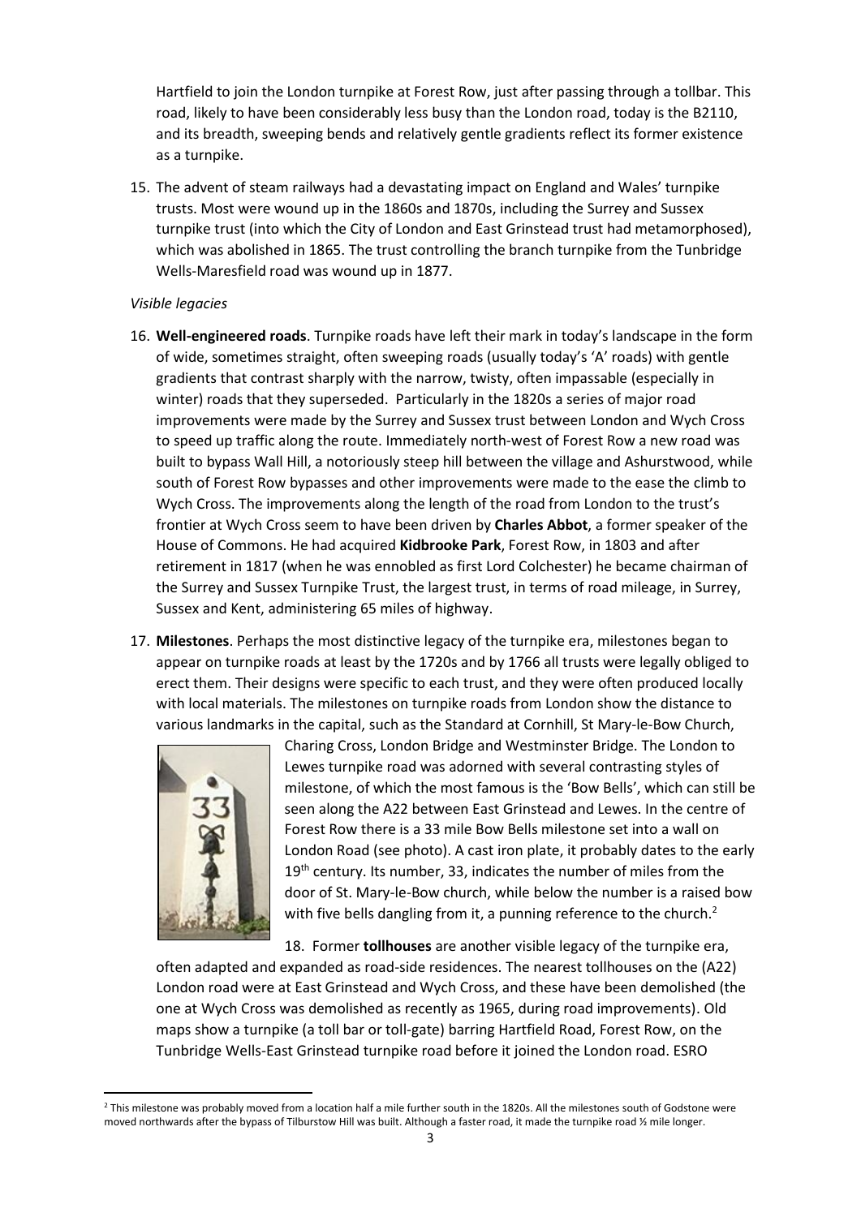Hartfield to join the London turnpike at Forest Row, just after passing through a tollbar. This road, likely to have been considerably less busy than the London road, today is the B2110, and its breadth, sweeping bends and relatively gentle gradients reflect its former existence as a turnpike.

15. The advent of steam railways had a devastating impact on England and Wales' turnpike trusts. Most were wound up in the 1860s and 1870s, including the Surrey and Sussex turnpike trust (into which the City of London and East Grinstead trust had metamorphosed), which was abolished in 1865. The trust controlling the branch turnpike from the Tunbridge Wells-Maresfield road was wound up in 1877.

*Visible legacies*

16. **Well-engineered roads**. Turnpike roads have left their mark in today's landscape in the form of wide, sometimes straight, often sweeping roads (usually today's 'A' roads) with gentle gradients that contrast sharply with the narrow, twisty, often impassable (especially in winter) roads that they superseded. Particularly in the 1820s a series of major road improvements were made by the Surrey and Sussex trust between London and Wych Cross to speed up traffic along the route. Immediately north-west of Forest Row a new road was built to bypass Wall Hill, a notoriously steep hill between the village and Ashurstwood, while south of Forest Row bypasses and other improvements were made to the ease the climb to Wych Cross. The improvements along the length of the road from London to the trust's frontier at Wych Cross seem to have been driven by **Charles Abbot**, a former speaker of the House of Commons. He had acquired **Kidbrooke Park**, Forest Row, in 1803 and after retirement in 1817 (when he was ennobled as first Lord Colchester) he became chairman of the Surrey and Sussex Turnpike Trust, the largest trust, in terms of road mileage, in Surrey, Sussex and Kent, administering 65 miles of highway.

17. **Milestones**. Perhaps the most distinctive legacy of the turnpike era, milestones began to appear on turnpike roads at least by the 1720s and by 1766 all trusts were legally obliged to erect them. Their designs were specific to each trust, and they were often produced locally with local materials. The milestones on turnpike roads from London show the distance to various landmarks in the capital, such as the Standard at Cornhill, St Mary-le-Bow Church, Charing Cross, London Bridge and Westminster Bridge. The London to Lewes turnpike road was adorned with several contrasting styles of milestone, of which the most famous is the 'Bow Bells', which can still be seen along the A22 between East Grinstead and Lewes. In the centre of Forest Row there is a 33 mile Bow Bells milestone set into a wall on London Road (see photo). A cast iron plate, it probably dates to the early 19th century. Its number, 33, indicates the number of miles from the door of St. Mary-le-Bow church, while below the number is a raised bow with five bells dangling from it, a punning reference to the church.[2]

18. Former **tollhouses** are another visible legacy of the turnpike era, often adapted and expanded as road-side residences. The nearest tollhouses on the (A22) London road were at East Grinstead and Wych Cross, and these have been demolished (the one at Wych Cross was demolished as recently as 1965, during road improvements). Old maps show a turnpike (a toll bar or toll-gate) barring Hartfield Road, Forest Row, on the Tunbridge Wells-East Grinstead turnpike road before it joined the London road. ESRO

---

[2] This milestone was probably moved from a location half a mile further south in the 1820s. All the milestones south of Godstone were moved northwards after the bypass of Tilburstow Hill was built. Although a faster road, it made the turnpike road ½ mile longer.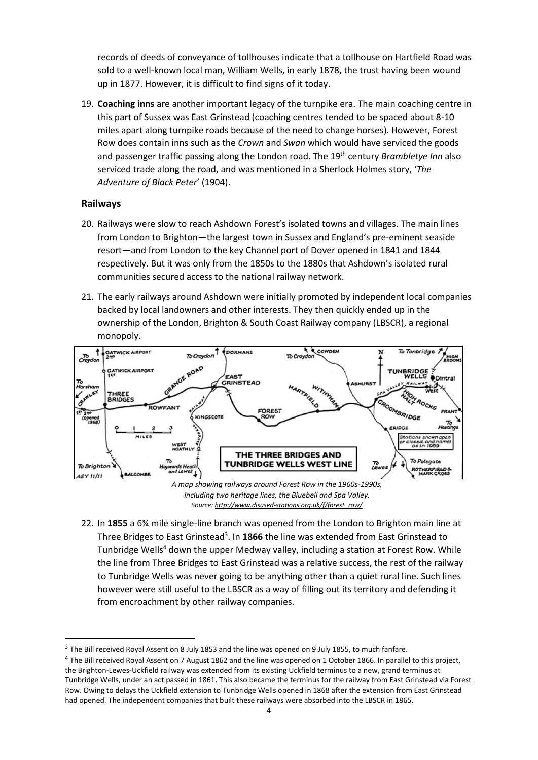records of deeds of conveyance of tollhouses indicate that a tollhouse on Hartfield Road was sold to a well-known local man, William Wells, in early 1878, the trust having been wound up in 1877. However, it is difficult to find signs of it today.

19. **Coaching inns** are another important legacy of the turnpike era. The main coaching centre in this part of Sussex was East Grinstead (coaching centres tended to be spaced about 8-10 miles apart along turnpike roads because of the need to change horses). However, Forest Row does contain inns such as the *Crown* and *Swan* which would have serviced the goods and passenger traffic passing along the London road. The 19th century *Brambletye Inn* also serviced trade along the road, and was mentioned in a Sherlock Holmes story, '*The Adventure of Black Peter*' (1904).

## Railways

20. Railways were slow to reach Ashdown Forest's isolated towns and villages. The main lines from London to Brighton—the largest town in Sussex and England's pre-eminent seaside resort—and from London to the key Channel port of Dover opened in 1841 and 1844 respectively. But it was only from the 1850s to the 1880s that Ashdown's isolated rural communities secured access to the national railway network.

21. The early railways around Ashdown were initially promoted by independent local companies backed by local landowners and other interests. They then quickly ended up in the ownership of the London, Brighton & South Coast Railway company (LBSCR), a regional monopoly.

*A map showing railways around Forest Row in the 1960s-1990s, including two heritage lines, the Bluebell and Spa Valley.*
*Source: http://www.disused-stations.org.uk/f/forest_row/*

22. In **1855** a 6¾ mile single-line branch was opened from the London to Brighton main line at Three Bridges to East Grinstead[3]. In **1866** the line was extended from East Grinstead to Tunbridge Wells[4] down the upper Medway valley, including a station at Forest Row. While the line from Three Bridges to East Grinstead was a relative success, the rest of the railway to Tunbridge Wells was never going to be anything other than a quiet rural line. Such lines however were still useful to the LBSCR as a way of filling out its territory and defending it from encroachment by other railway companies.

---

[3] The Bill received Royal Assent on 8 July 1853 and the line was opened on 9 July 1855, to much fanfare.

[4] The Bill received Royal Assent on 7 August 1862 and the line was opened on 1 October 1866. In parallel to this project, the Brighton-Lewes-Uckfield railway was extended from its existing Uckfield terminus to a new, grand terminus at Tunbridge Wells, under an act passed in 1861. This also became the terminus for the railway from East Grinstead via Forest Row. Owing to delays the Uckfield extension to Tunbridge Wells opened in 1868 after the extension from East Grinstead had opened. The independent companies that built these railways were absorbed into the LBSCR in 1865.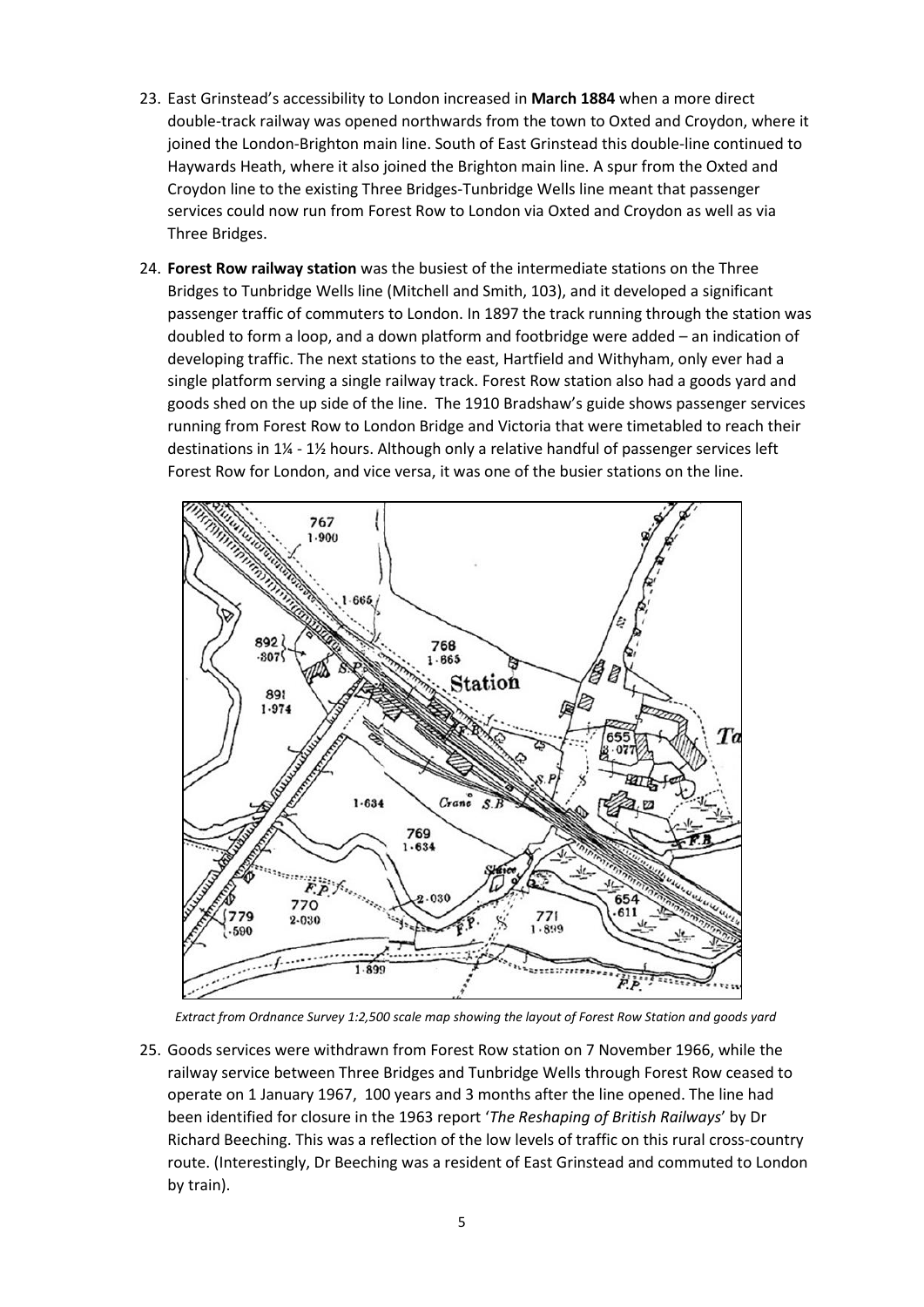23. East Grinstead's accessibility to London increased in **March 1884** when a more direct double-track railway was opened northwards from the town to Oxted and Croydon, where it joined the London-Brighton main line. South of East Grinstead this double-line continued to Haywards Heath, where it also joined the Brighton main line. A spur from the Oxted and Croydon line to the existing Three Bridges-Tunbridge Wells line meant that passenger services could now run from Forest Row to London via Oxted and Croydon as well as via Three Bridges.

24. **Forest Row railway station** was the busiest of the intermediate stations on the Three Bridges to Tunbridge Wells line (Mitchell and Smith, 103), and it developed a significant passenger traffic of commuters to London. In 1897 the track running through the station was doubled to form a loop, and a down platform and footbridge were added – an indication of developing traffic. The next stations to the east, Hartfield and Withyham, only ever had a single platform serving a single railway track. Forest Row station also had a goods yard and goods shed on the up side of the line. The 1910 Bradshaw's guide shows passenger services running from Forest Row to London Bridge and Victoria that were timetabled to reach their destinations in 1¼ - 1½ hours. Although only a relative handful of passenger services left Forest Row for London, and vice versa, it was one of the busier stations on the line.

*Extract from Ordnance Survey 1:2,500 scale map showing the layout of Forest Row Station and goods yard*

25. Goods services were withdrawn from Forest Row station on 7 November 1966, while the railway service between Three Bridges and Tunbridge Wells through Forest Row ceased to operate on 1 January 1967, 100 years and 3 months after the line opened. The line had been identified for closure in the 1963 report '*The Reshaping of British Railways*' by Dr Richard Beeching. This was a reflection of the low levels of traffic on this rural cross-country route. (Interestingly, Dr Beeching was a resident of East Grinstead and commuted to London by train).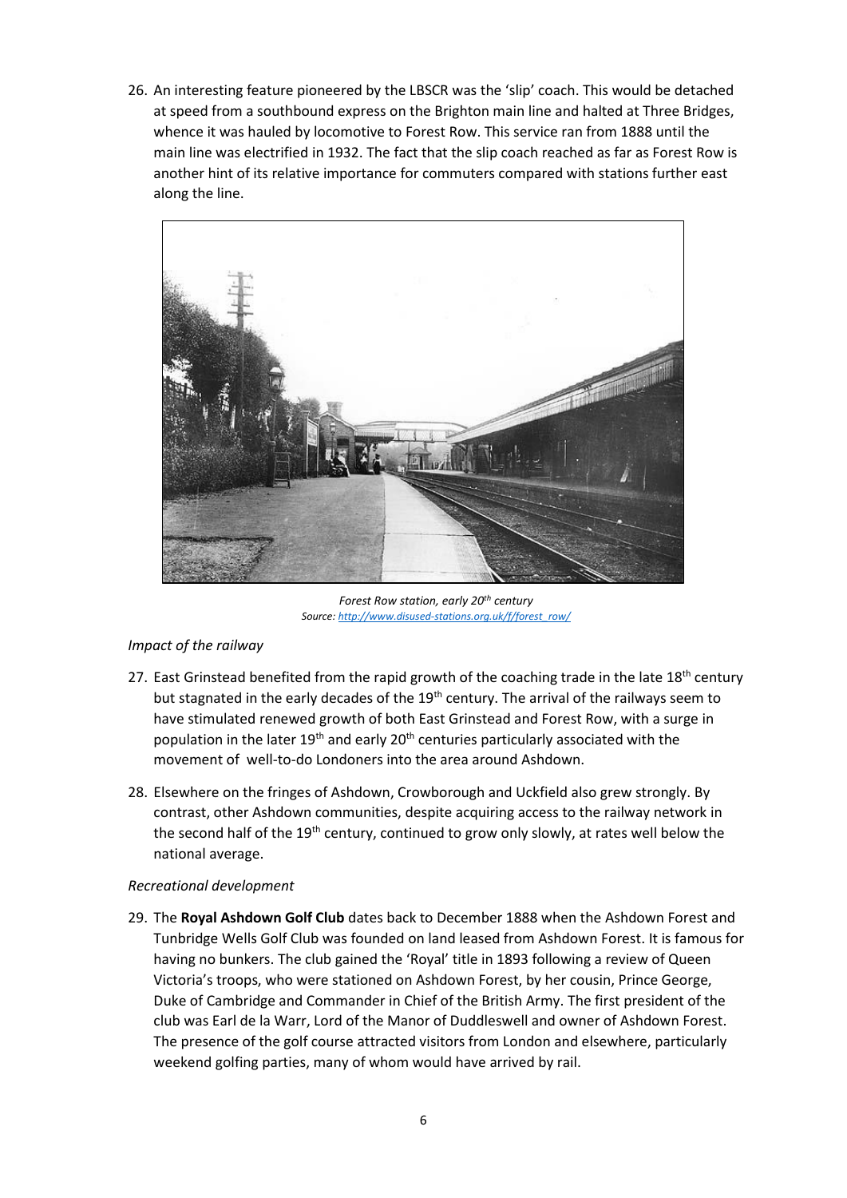26. An interesting feature pioneered by the LBSCR was the 'slip' coach. This would be detached at speed from a southbound express on the Brighton main line and halted at Three Bridges, whence it was hauled by locomotive to Forest Row. This service ran from 1888 until the main line was electrified in 1932. The fact that the slip coach reached as far as Forest Row is another hint of its relative importance for commuters compared with stations further east along the line.

*Forest Row station, early 20th century*
*Source: http://www.disused-stations.org.uk/f/forest_row/*

*Impact of the railway*

27. East Grinstead benefited from the rapid growth of the coaching trade in the late 18th century but stagnated in the early decades of the 19th century. The arrival of the railways seem to have stimulated renewed growth of both East Grinstead and Forest Row, with a surge in population in the later 19th and early 20th centuries particularly associated with the movement of well-to-do Londoners into the area around Ashdown.

28. Elsewhere on the fringes of Ashdown, Crowborough and Uckfield also grew strongly. By contrast, other Ashdown communities, despite acquiring access to the railway network in the second half of the 19th century, continued to grow only slowly, at rates well below the national average.

*Recreational development*

29. The **Royal Ashdown Golf Club** dates back to December 1888 when the Ashdown Forest and Tunbridge Wells Golf Club was founded on land leased from Ashdown Forest. It is famous for having no bunkers. The club gained the 'Royal' title in 1893 following a review of Queen Victoria's troops, who were stationed on Ashdown Forest, by her cousin, Prince George, Duke of Cambridge and Commander in Chief of the British Army. The first president of the club was Earl de la Warr, Lord of the Manor of Duddleswell and owner of Ashdown Forest. The presence of the golf course attracted visitors from London and elsewhere, particularly weekend golfing parties, many of whom would have arrived by rail.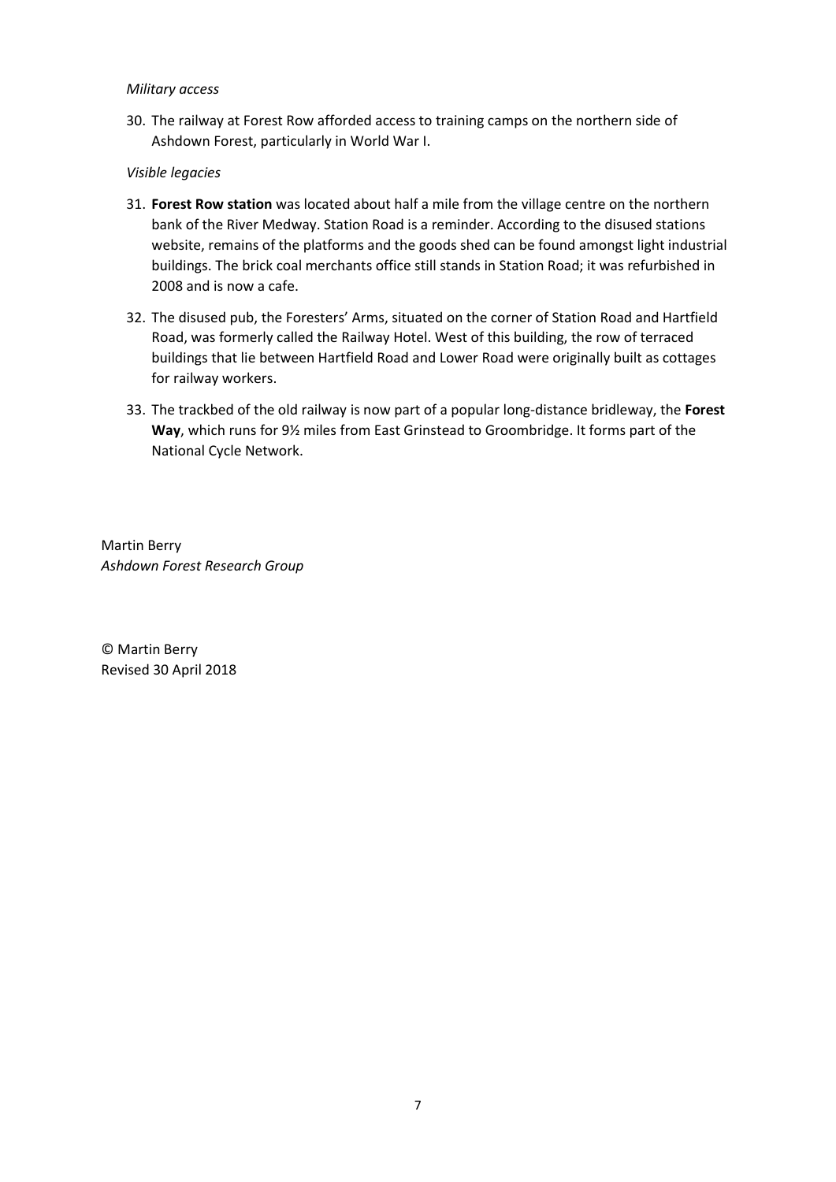*Military access*

30. The railway at Forest Row afforded access to training camps on the northern side of Ashdown Forest, particularly in World War I.

*Visible legacies*

31. **Forest Row station** was located about half a mile from the village centre on the northern bank of the River Medway. Station Road is a reminder. According to the disused stations website, remains of the platforms and the goods shed can be found amongst light industrial buildings. The brick coal merchants office still stands in Station Road; it was refurbished in 2008 and is now a cafe.

32. The disused pub, the Foresters' Arms, situated on the corner of Station Road and Hartfield Road, was formerly called the Railway Hotel. West of this building, the row of terraced buildings that lie between Hartfield Road and Lower Road were originally built as cottages for railway workers.

33. The trackbed of the old railway is now part of a popular long-distance bridleway, the **Forest Way**, which runs for 9½ miles from East Grinstead to Groombridge. It forms part of the National Cycle Network.

Martin Berry
*Ashdown Forest Research Group*

© Martin Berry
Revised 30 April 2018